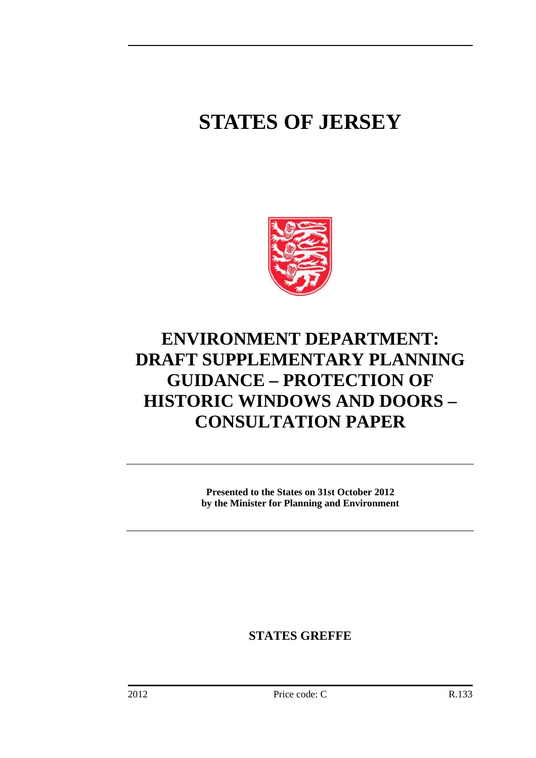# STATES OF JERSEY

# ENVIRONMENT DEPARTMENT: DRAFT SUPPLEMENTARY PLANNING GUIDANCE – PROTECTION OF HISTORIC WINDOWS AND DOORS – CONSULTATION PAPER

**Presented to the States on 31st October 2012 by the Minister for Planning and Environment**

**STATES GREFFE**

2012 Price code: C R.133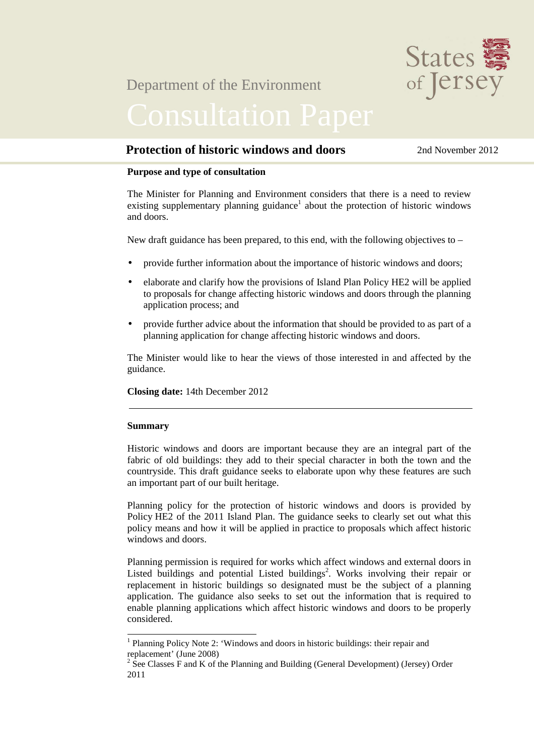Department of the Environment

# Consultation Paper

## Protection of historic windows and doors

2nd November 2012

**Purpose and type of consultation**

The Minister for Planning and Environment considers that there is a need to review existing supplementary planning guidance[1] about the protection of historic windows and doors.

New draft guidance has been prepared, to this end, with the following objectives to –

- provide further information about the importance of historic windows and doors;
- elaborate and clarify how the provisions of Island Plan Policy HE2 will be applied to proposals for change affecting historic windows and doors through the planning application process; and
- provide further advice about the information that should be provided to as part of a planning application for change affecting historic windows and doors.

The Minister would like to hear the views of those interested in and affected by the guidance.

**Closing date:** 14th December 2012

---

**Summary**

Historic windows and doors are important because they are an integral part of the fabric of old buildings: they add to their special character in both the town and the countryside. This draft guidance seeks to elaborate upon why these features are such an important part of our built heritage.

Planning policy for the protection of historic windows and doors is provided by Policy HE2 of the 2011 Island Plan. The guidance seeks to clearly set out what this policy means and how it will be applied in practice to proposals which affect historic windows and doors.

Planning permission is required for works which affect windows and external doors in Listed buildings and potential Listed buildings[2]. Works involving their repair or replacement in historic buildings so designated must be the subject of a planning application. The guidance also seeks to set out the information that is required to enable planning applications which affect historic windows and doors to be properly considered.

---

[1] Planning Policy Note 2: 'Windows and doors in historic buildings: their repair and replacement' (June 2008)

[2] See Classes F and K of the Planning and Building (General Development) (Jersey) Order 2011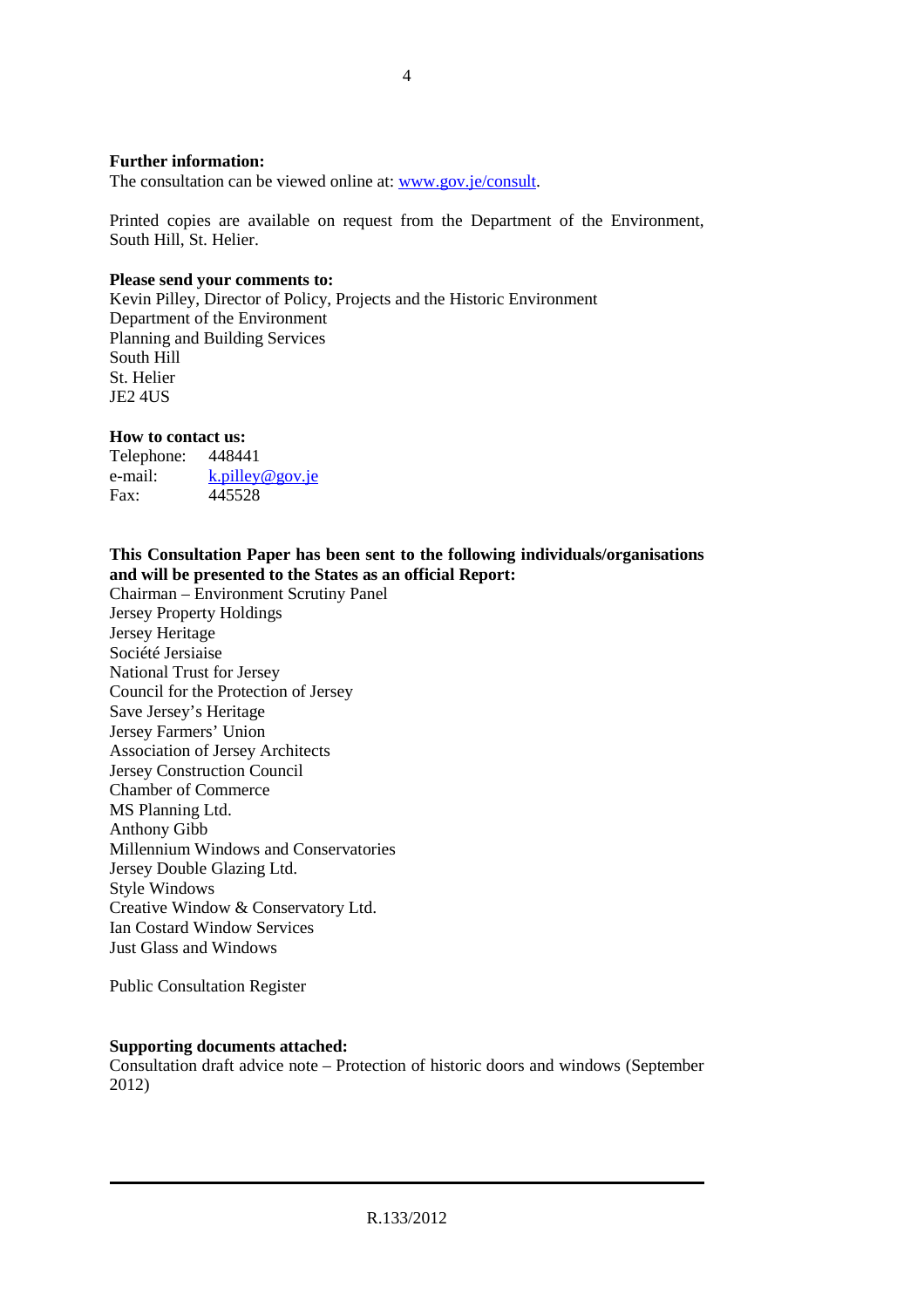**Further information:**
The consultation can be viewed online at: www.gov.je/consult.

Printed copies are available on request from the Department of the Environment, South Hill, St. Helier.

**Please send your comments to:**
Kevin Pilley, Director of Policy, Projects and the Historic Environment
Department of the Environment
Planning and Building Services
South Hill
St. Helier
JE2 4US

**How to contact us:**

| | |
|---|---|
| Telephone: | 448441 |
| e-mail: | k.pilley@gov.je |
| Fax: | 445528 |

**This Consultation Paper has been sent to the following individuals/organisations and will be presented to the States as an official Report:**
Chairman – Environment Scrutiny Panel
Jersey Property Holdings
Jersey Heritage
Société Jersiaise
National Trust for Jersey
Council for the Protection of Jersey
Save Jersey's Heritage
Jersey Farmers' Union
Association of Jersey Architects
Jersey Construction Council
Chamber of Commerce
MS Planning Ltd.
Anthony Gibb
Millennium Windows and Conservatories
Jersey Double Glazing Ltd.
Style Windows
Creative Window & Conservatory Ltd.
Ian Costard Window Services
Just Glass and Windows

Public Consultation Register

**Supporting documents attached:**
Consultation draft advice note – Protection of historic doors and windows (September 2012)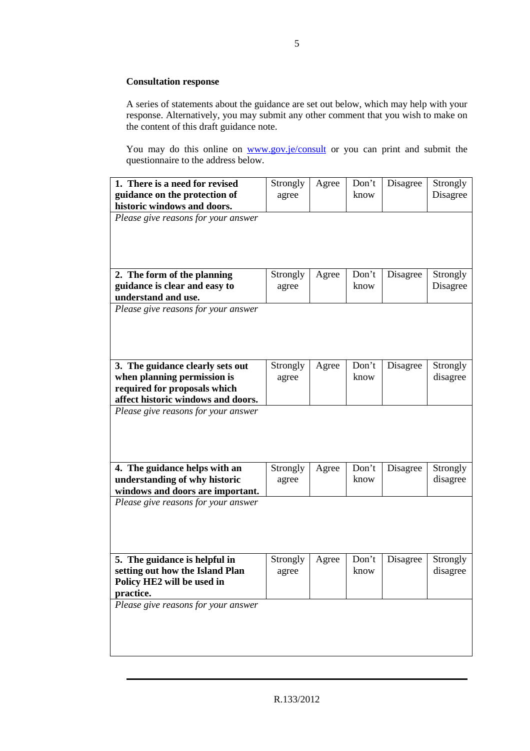**Consultation response**

A series of statements about the guidance are set out below, which may help with your response. Alternatively, you may submit any other comment that you wish to make on the content of this draft guidance note.

You may do this online on www.gov.je/consult or you can print and submit the questionnaire to the address below.

| **1. There is a need for revised guidance on the protection of historic windows and doors.** | Strongly agree | Agree | Don't know | Disagree | Strongly Disagree |
|---|---|---|---|---|---|
| *Please give reasons for your answer* | | | | | |
| **2. The form of the planning guidance is clear and easy to understand and use.** | Strongly agree | Agree | Don't know | Disagree | Strongly Disagree |
| *Please give reasons for your answer* | | | | | |
| **3. The guidance clearly sets out when planning permission is required for proposals which affect historic windows and doors.** | Strongly agree | Agree | Don't know | Disagree | Strongly disagree |
| *Please give reasons for your answer* | | | | | |
| **4. The guidance helps with an understanding of why historic windows and doors are important.** | Strongly agree | Agree | Don't know | Disagree | Strongly disagree |
| *Please give reasons for your answer* | | | | | |
| **5. The guidance is helpful in setting out how the Island Plan Policy HE2 will be used in practice.** | Strongly agree | Agree | Don't know | Disagree | Strongly disagree |
| *Please give reasons for your answer* | | | | | |

R.133/2012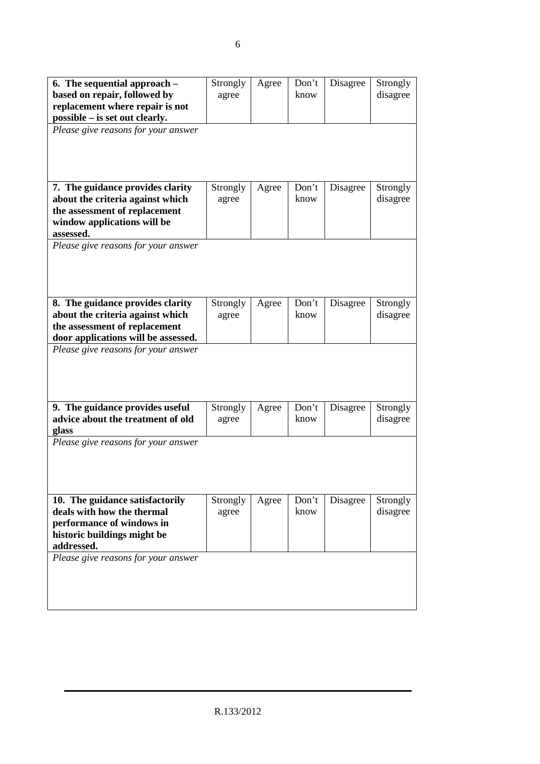| **6. The sequential approach – based on repair, followed by replacement where repair is not possible – is set out clearly.** | Strongly agree | Agree | Don't know | Disagree | Strongly disagree |
|---|---|---|---|---|---|
| *Please give reasons for your answer* | | | | | |

| **7. The guidance provides clarity about the criteria against which the assessment of replacement window applications will be assessed.** | Strongly agree | Agree | Don't know | Disagree | Strongly disagree |
|---|---|---|---|---|---|
| *Please give reasons for your answer* | | | | | |

| **8. The guidance provides clarity about the criteria against which the assessment of replacement door applications will be assessed.** | Strongly agree | Agree | Don't know | Disagree | Strongly disagree |
|---|---|---|---|---|---|
| *Please give reasons for your answer* | | | | | |

| **9. The guidance provides useful advice about the treatment of old glass** | Strongly agree | Agree | Don't know | Disagree | Strongly disagree |
|---|---|---|---|---|---|
| *Please give reasons for your answer* | | | | | |

| **10. The guidance satisfactorily deals with how the thermal performance of windows in historic buildings might be addressed.** | Strongly agree | Agree | Don't know | Disagree | Strongly disagree |
|---|---|---|---|---|---|
| *Please give reasons for your answer* | | | | | |

R.133/2012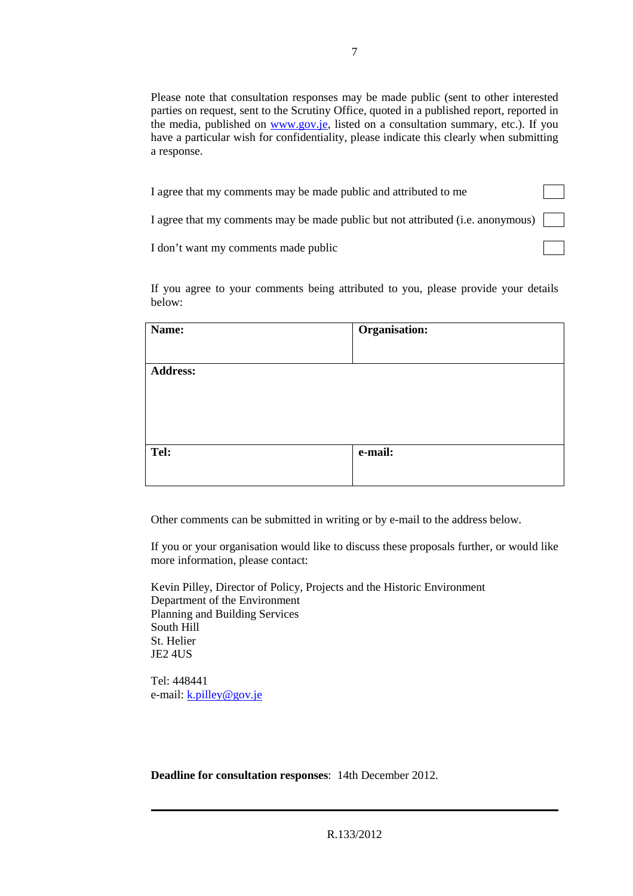Please note that consultation responses may be made public (sent to other interested parties on request, sent to the Scrutiny Office, quoted in a published report, reported in the media, published on www.gov.je, listed on a consultation summary, etc.). If you have a particular wish for confidentiality, please indicate this clearly when submitting a response.

I agree that my comments may be made public and attributed to me ☐

I agree that my comments may be made public but not attributed (i.e. anonymous) ☐

I don't want my comments made public ☐

If you agree to your comments being attributed to you, please provide your details below:

| **Name:** | **Organisation:** |
|---|---|
| **Address:** | |
| **Tel:** | **e-mail:** |

Other comments can be submitted in writing or by e-mail to the address below.

If you or your organisation would like to discuss these proposals further, or would like more information, please contact:

Kevin Pilley, Director of Policy, Projects and the Historic Environment
Department of the Environment
Planning and Building Services
South Hill
St. Helier
JE2 4US

Tel: 448441
e-mail: k.pilley@gov.je

**Deadline for consultation responses**: 14th December 2012.

R.133/2012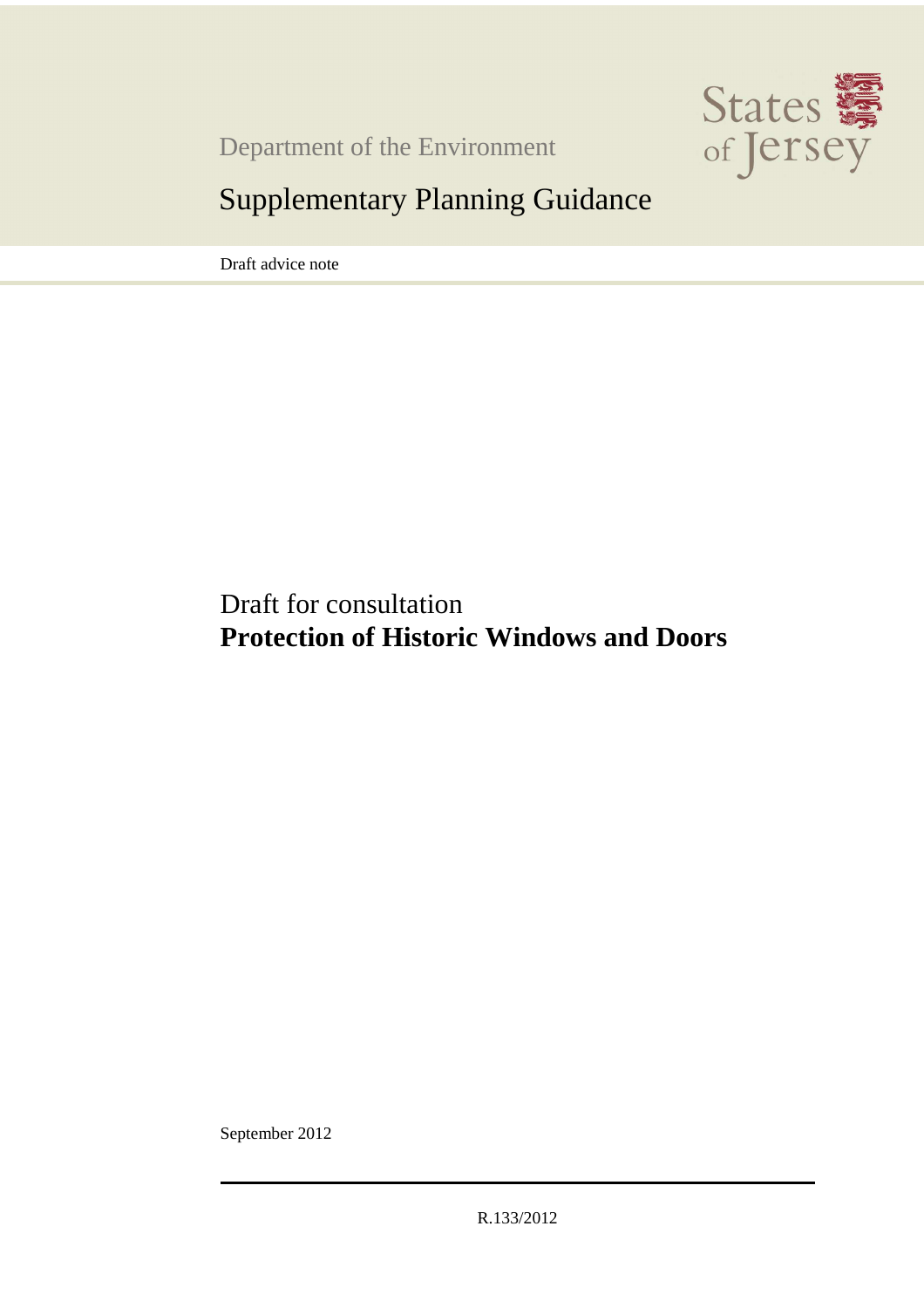Department of the Environment

# Supplementary Planning Guidance

Draft advice note

Draft for consultation

**Protection of Historic Windows and Doors**

September 2012

R.133/2012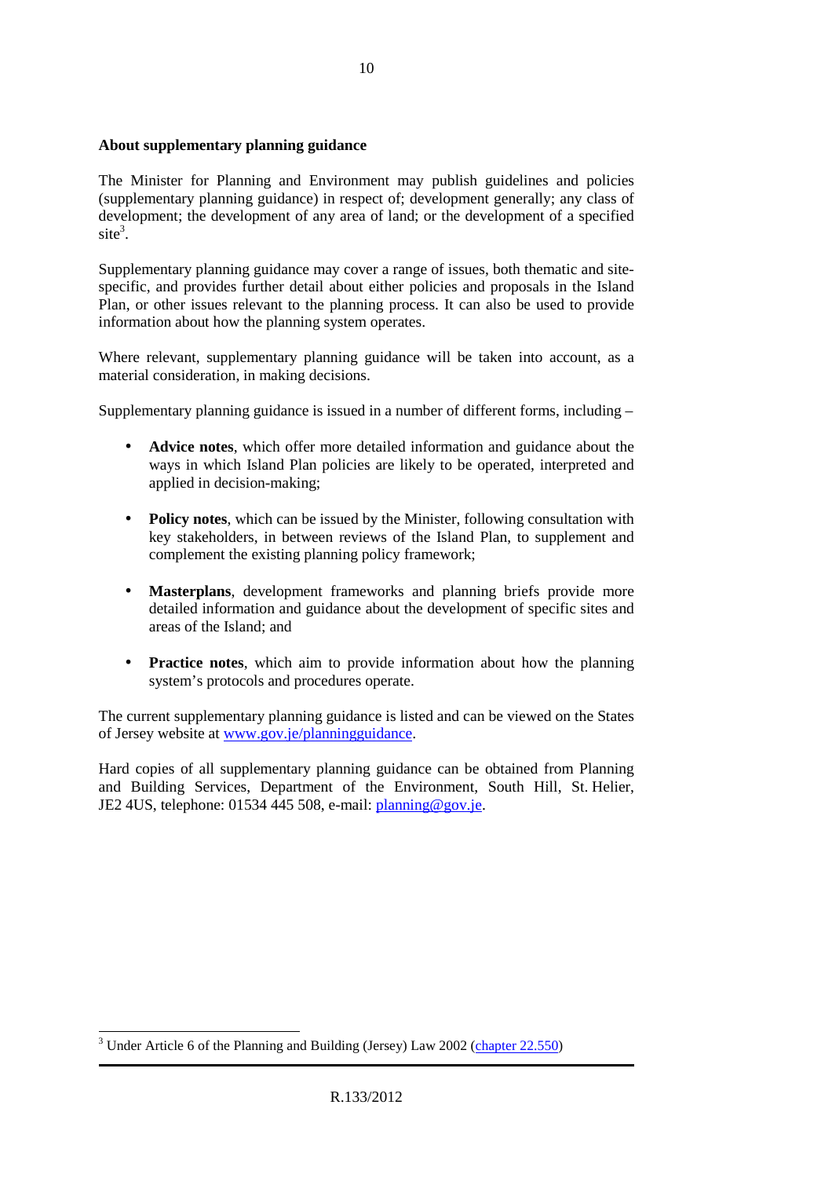**About supplementary planning guidance**

The Minister for Planning and Environment may publish guidelines and policies (supplementary planning guidance) in respect of; development generally; any class of development; the development of any area of land; or the development of a specified site[3].

Supplementary planning guidance may cover a range of issues, both thematic and site-specific, and provides further detail about either policies and proposals in the Island Plan, or other issues relevant to the planning process. It can also be used to provide information about how the planning system operates.

Where relevant, supplementary planning guidance will be taken into account, as a material consideration, in making decisions.

Supplementary planning guidance is issued in a number of different forms, including –

- **Advice notes**, which offer more detailed information and guidance about the ways in which Island Plan policies are likely to be operated, interpreted and applied in decision-making;
- **Policy notes**, which can be issued by the Minister, following consultation with key stakeholders, in between reviews of the Island Plan, to supplement and complement the existing planning policy framework;
- **Masterplans**, development frameworks and planning briefs provide more detailed information and guidance about the development of specific sites and areas of the Island; and
- **Practice notes**, which aim to provide information about how the planning system's protocols and procedures operate.

The current supplementary planning guidance is listed and can be viewed on the States of Jersey website at www.gov.je/planningguidance.

Hard copies of all supplementary planning guidance can be obtained from Planning and Building Services, Department of the Environment, South Hill, St. Helier, JE2 4US, telephone: 01534 445 508, e-mail: planning@gov.je.

---

[3] Under Article 6 of the Planning and Building (Jersey) Law 2002 (chapter 22.550)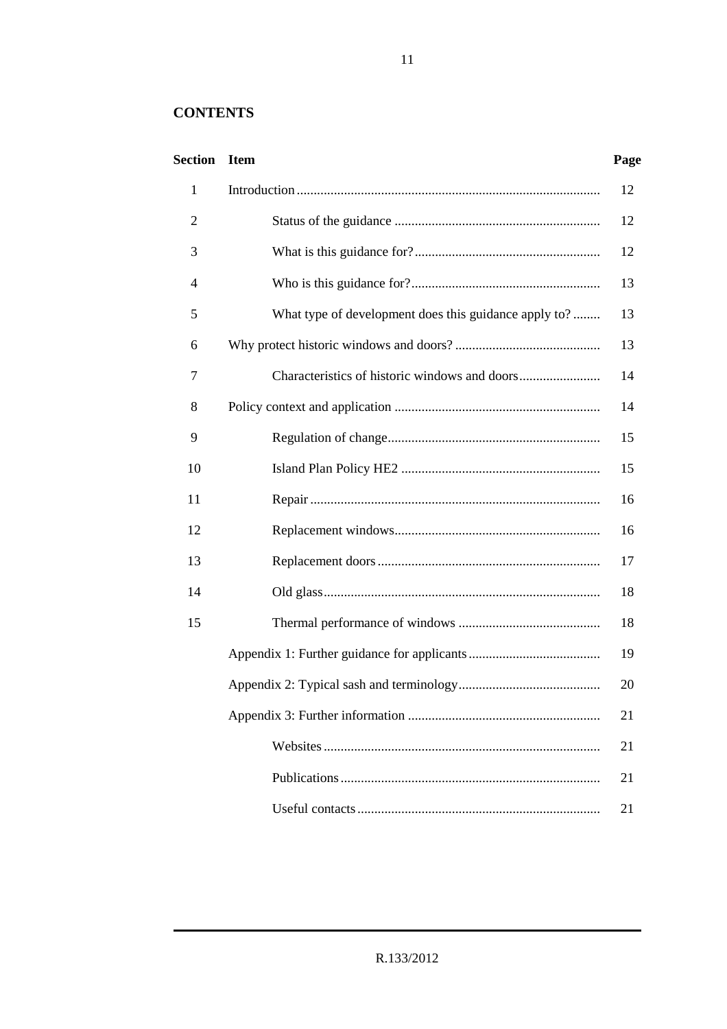## CONTENTS

| Section | Item | Page |
|---|---|---|
| 1 | Introduction | 12 |
| 2 | Status of the guidance | 12 |
| 3 | What is this guidance for? | 12 |
| 4 | Who is this guidance for? | 13 |
| 5 | What type of development does this guidance apply to? | 13 |
| 6 | Why protect historic windows and doors? | 13 |
| 7 | Characteristics of historic windows and doors | 14 |
| 8 | Policy context and application | 14 |
| 9 | Regulation of change | 15 |
| 10 | Island Plan Policy HE2 | 15 |
| 11 | Repair | 16 |
| 12 | Replacement windows | 16 |
| 13 | Replacement doors | 17 |
| 14 | Old glass | 18 |
| 15 | Thermal performance of windows | 18 |
| | Appendix 1: Further guidance for applicants | 19 |
| | Appendix 2: Typical sash and terminology | 20 |
| | Appendix 3: Further information | 21 |
| | Websites | 21 |
| | Publications | 21 |
| | Useful contacts | 21 |

R.133/2012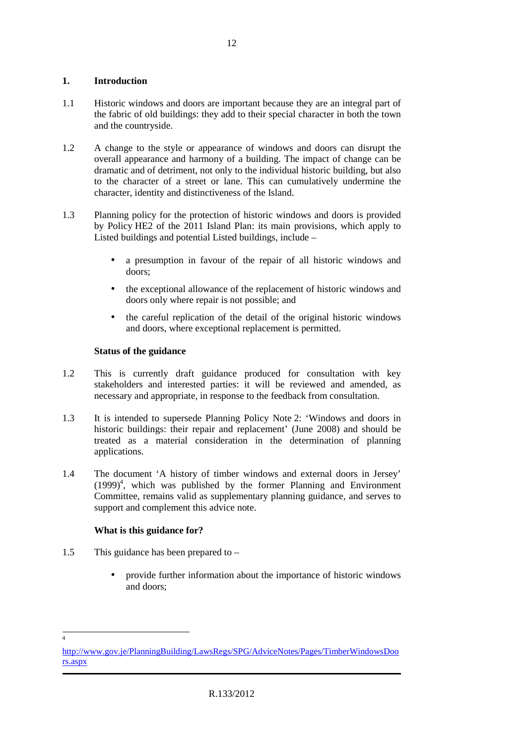## 1. Introduction

1.1 Historic windows and doors are important because they are an integral part of the fabric of old buildings: they add to their special character in both the town and the countryside.

1.2 A change to the style or appearance of windows and doors can disrupt the overall appearance and harmony of a building. The impact of change can be dramatic and of detriment, not only to the individual historic building, but also to the character of a street or lane. This can cumulatively undermine the character, identity and distinctiveness of the Island.

1.3 Planning policy for the protection of historic windows and doors is provided by Policy HE2 of the 2011 Island Plan: its main provisions, which apply to Listed buildings and potential Listed buildings, include –

- a presumption in favour of the repair of all historic windows and doors;
- the exceptional allowance of the replacement of historic windows and doors only where repair is not possible; and
- the careful replication of the detail of the original historic windows and doors, where exceptional replacement is permitted.

**Status of the guidance**

1.2 This is currently draft guidance produced for consultation with key stakeholders and interested parties: it will be reviewed and amended, as necessary and appropriate, in response to the feedback from consultation.

1.3 It is intended to supersede Planning Policy Note 2: 'Windows and doors in historic buildings: their repair and replacement' (June 2008) and should be treated as a material consideration in the determination of planning applications.

1.4 The document 'A history of timber windows and external doors in Jersey' (1999)[4], which was published by the former Planning and Environment Committee, remains valid as supplementary planning guidance, and serves to support and complement this advice note.

**What is this guidance for?**

1.5 This guidance has been prepared to –

- provide further information about the importance of historic windows and doors;

---

[4] http://www.gov.je/PlanningBuilding/LawsRegs/SPG/AdviceNotes/Pages/TimberWindowsDoors.aspx

R.133/2012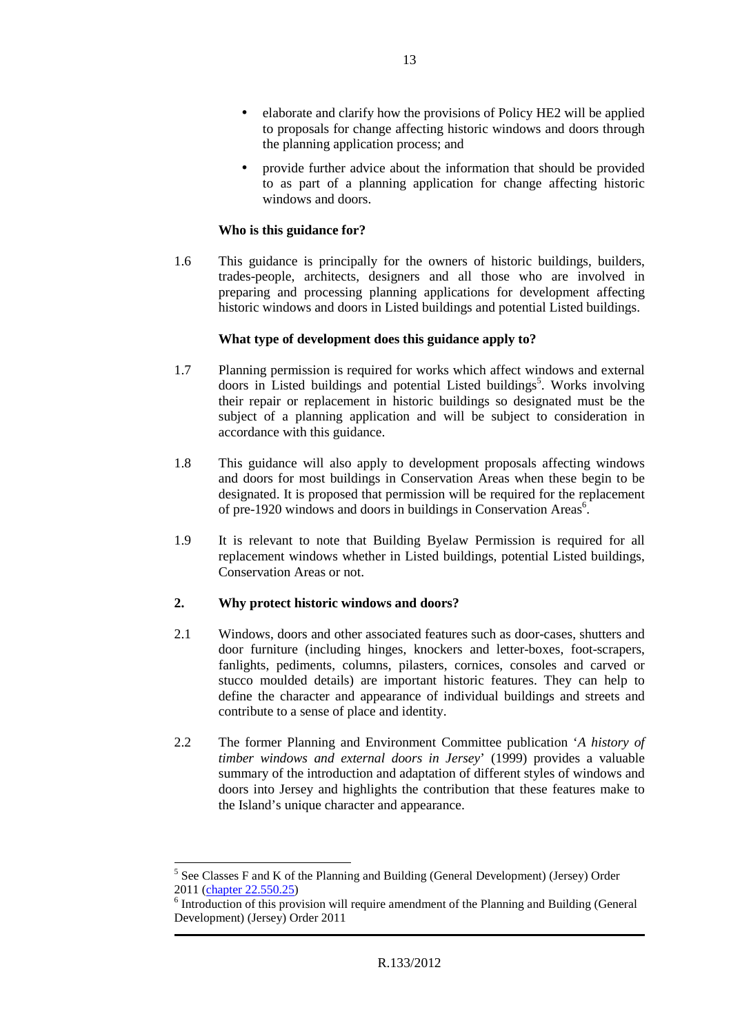- elaborate and clarify how the provisions of Policy HE2 will be applied to proposals for change affecting historic windows and doors through the planning application process; and
- provide further advice about the information that should be provided to as part of a planning application for change affecting historic windows and doors.

**Who is this guidance for?**

1.6 This guidance is principally for the owners of historic buildings, builders, trades-people, architects, designers and all those who are involved in preparing and processing planning applications for development affecting historic windows and doors in Listed buildings and potential Listed buildings.

**What type of development does this guidance apply to?**

1.7 Planning permission is required for works which affect windows and external doors in Listed buildings and potential Listed buildings[5]. Works involving their repair or replacement in historic buildings so designated must be the subject of a planning application and will be subject to consideration in accordance with this guidance.

1.8 This guidance will also apply to development proposals affecting windows and doors for most buildings in Conservation Areas when these begin to be designated. It is proposed that permission will be required for the replacement of pre-1920 windows and doors in buildings in Conservation Areas[6].

1.9 It is relevant to note that Building Byelaw Permission is required for all replacement windows whether in Listed buildings, potential Listed buildings, Conservation Areas or not.

## 2. Why protect historic windows and doors?

2.1 Windows, doors and other associated features such as door-cases, shutters and door furniture (including hinges, knockers and letter-boxes, foot-scrapers, fanlights, pediments, columns, pilasters, cornices, consoles and carved or stucco moulded details) are important historic features. They can help to define the character and appearance of individual buildings and streets and contribute to a sense of place and identity.

2.2 The former Planning and Environment Committee publication '*A history of timber windows and external doors in Jersey*' (1999) provides a valuable summary of the introduction and adaptation of different styles of windows and doors into Jersey and highlights the contribution that these features make to the Island's unique character and appearance.

---

[5] See Classes F and K of the Planning and Building (General Development) (Jersey) Order 2011 (chapter 22.550.25)

[6] Introduction of this provision will require amendment of the Planning and Building (General Development) (Jersey) Order 2011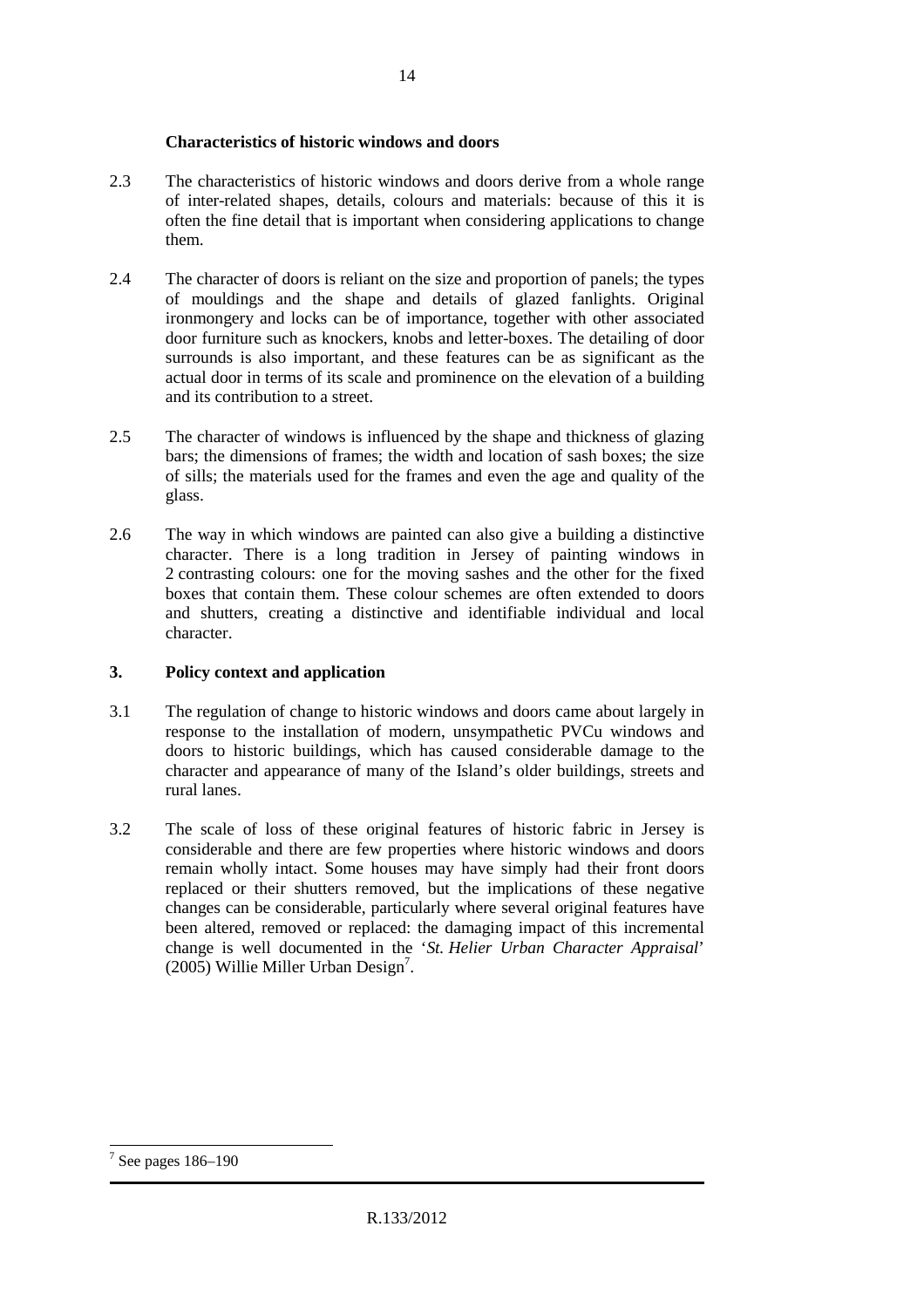### Characteristics of historic windows and doors

2.3 The characteristics of historic windows and doors derive from a whole range of inter-related shapes, details, colours and materials: because of this it is often the fine detail that is important when considering applications to change them.

2.4 The character of doors is reliant on the size and proportion of panels; the types of mouldings and the shape and details of glazed fanlights. Original ironmongery and locks can be of importance, together with other associated door furniture such as knockers, knobs and letter-boxes. The detailing of door surrounds is also important, and these features can be as significant as the actual door in terms of its scale and prominence on the elevation of a building and its contribution to a street.

2.5 The character of windows is influenced by the shape and thickness of glazing bars; the dimensions of frames; the width and location of sash boxes; the size of sills; the materials used for the frames and even the age and quality of the glass.

2.6 The way in which windows are painted can also give a building a distinctive character. There is a long tradition in Jersey of painting windows in 2 contrasting colours: one for the moving sashes and the other for the fixed boxes that contain them. These colour schemes are often extended to doors and shutters, creating a distinctive and identifiable individual and local character.

## 3. Policy context and application

3.1 The regulation of change to historic windows and doors came about largely in response to the installation of modern, unsympathetic PVCu windows and doors to historic buildings, which has caused considerable damage to the character and appearance of many of the Island's older buildings, streets and rural lanes.

3.2 The scale of loss of these original features of historic fabric in Jersey is considerable and there are few properties where historic windows and doors remain wholly intact. Some houses may have simply had their front doors replaced or their shutters removed, but the implications of these negative changes can be considerable, particularly where several original features have been altered, removed or replaced: the damaging impact of this incremental change is well documented in the '*St. Helier Urban Character Appraisal*' (2005) Willie Miller Urban Design[7].

[7] See pages 186–190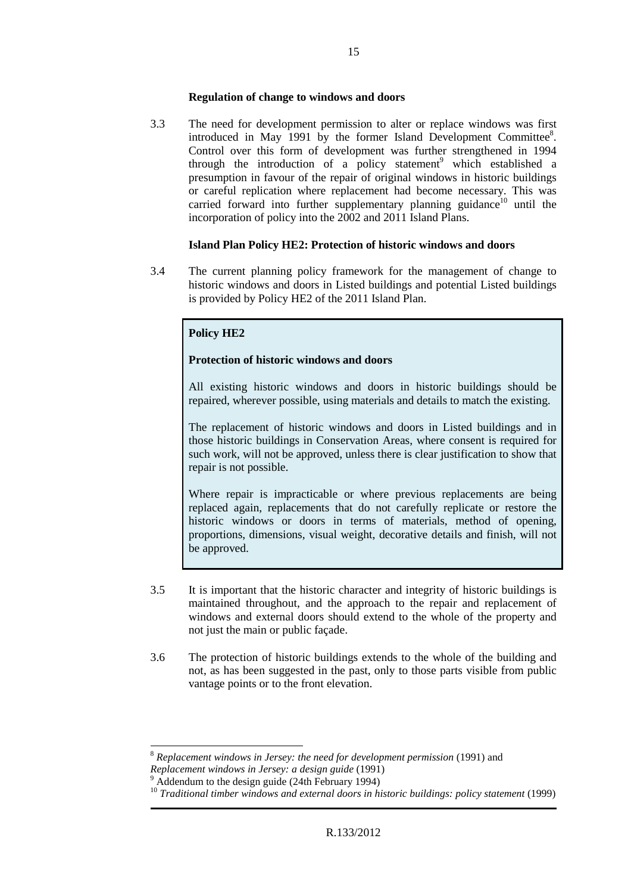**Regulation of change to windows and doors**

3.3 The need for development permission to alter or replace windows was first introduced in May 1991 by the former Island Development Committee[8]. Control over this form of development was further strengthened in 1994 through the introduction of a policy statement[9] which established a presumption in favour of the repair of original windows in historic buildings or careful replication where replacement had become necessary. This was carried forward into further supplementary planning guidance[10] until the incorporation of policy into the 2002 and 2011 Island Plans.

**Island Plan Policy HE2: Protection of historic windows and doors**

3.4 The current planning policy framework for the management of change to historic windows and doors in Listed buildings and potential Listed buildings is provided by Policy HE2 of the 2011 Island Plan.

> **Policy HE2**
>
> **Protection of historic windows and doors**
>
> All existing historic windows and doors in historic buildings should be repaired, wherever possible, using materials and details to match the existing.
>
> The replacement of historic windows and doors in Listed buildings and in those historic buildings in Conservation Areas, where consent is required for such work, will not be approved, unless there is clear justification to show that repair is not possible.
>
> Where repair is impracticable or where previous replacements are being replaced again, replacements that do not carefully replicate or restore the historic windows or doors in terms of materials, method of opening, proportions, dimensions, visual weight, decorative details and finish, will not be approved.

3.5 It is important that the historic character and integrity of historic buildings is maintained throughout, and the approach to the repair and replacement of windows and external doors should extend to the whole of the property and not just the main or public façade.

3.6 The protection of historic buildings extends to the whole of the building and not, as has been suggested in the past, only to those parts visible from public vantage points or to the front elevation.

---

[8] *Replacement windows in Jersey: the need for development permission* (1991) and *Replacement windows in Jersey: a design guide* (1991)

[9] Addendum to the design guide (24th February 1994)

[10] *Traditional timber windows and external doors in historic buildings: policy statement* (1999)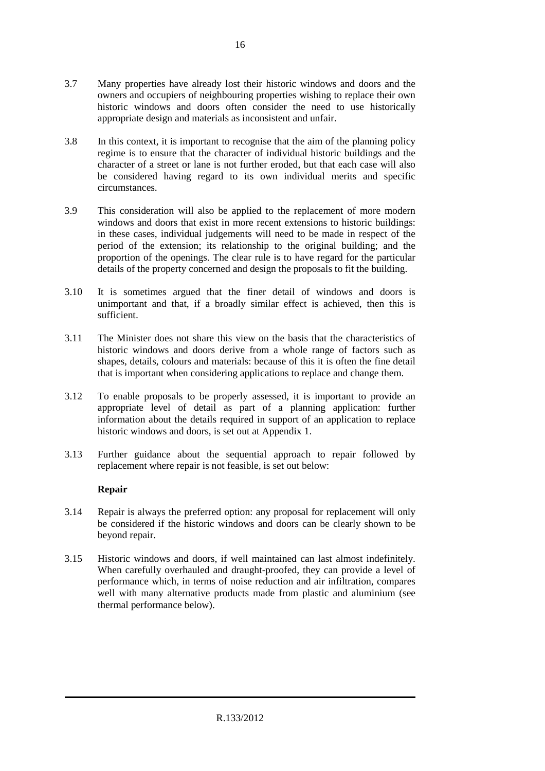3.7 Many properties have already lost their historic windows and doors and the owners and occupiers of neighbouring properties wishing to replace their own historic windows and doors often consider the need to use historically appropriate design and materials as inconsistent and unfair.

3.8 In this context, it is important to recognise that the aim of the planning policy regime is to ensure that the character of individual historic buildings and the character of a street or lane is not further eroded, but that each case will also be considered having regard to its own individual merits and specific circumstances.

3.9 This consideration will also be applied to the replacement of more modern windows and doors that exist in more recent extensions to historic buildings: in these cases, individual judgements will need to be made in respect of the period of the extension; its relationship to the original building; and the proportion of the openings. The clear rule is to have regard for the particular details of the property concerned and design the proposals to fit the building.

3.10 It is sometimes argued that the finer detail of windows and doors is unimportant and that, if a broadly similar effect is achieved, then this is sufficient.

3.11 The Minister does not share this view on the basis that the characteristics of historic windows and doors derive from a whole range of factors such as shapes, details, colours and materials: because of this it is often the fine detail that is important when considering applications to replace and change them.

3.12 To enable proposals to be properly assessed, it is important to provide an appropriate level of detail as part of a planning application: further information about the details required in support of an application to replace historic windows and doors, is set out at Appendix 1.

3.13 Further guidance about the sequential approach to repair followed by replacement where repair is not feasible, is set out below:

**Repair**

3.14 Repair is always the preferred option: any proposal for replacement will only be considered if the historic windows and doors can be clearly shown to be beyond repair.

3.15 Historic windows and doors, if well maintained can last almost indefinitely. When carefully overhauled and draught-proofed, they can provide a level of performance which, in terms of noise reduction and air infiltration, compares well with many alternative products made from plastic and aluminium (see thermal performance below).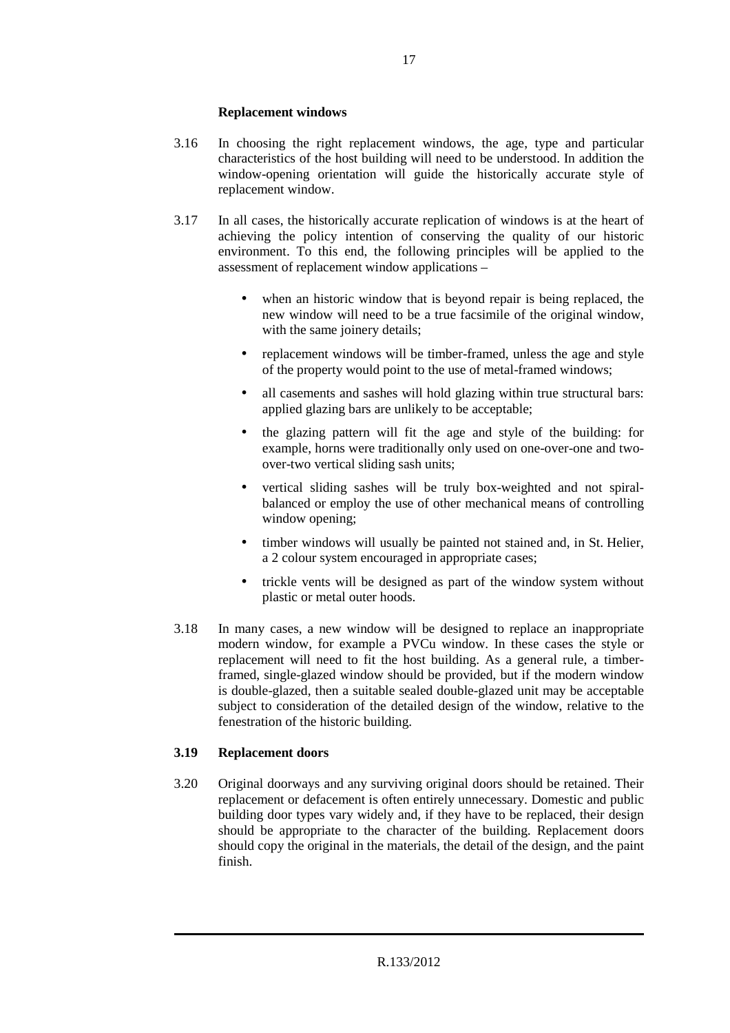**Replacement windows**

3.16 In choosing the right replacement windows, the age, type and particular characteristics of the host building will need to be understood. In addition the window-opening orientation will guide the historically accurate style of replacement window.

3.17 In all cases, the historically accurate replication of windows is at the heart of achieving the policy intention of conserving the quality of our historic environment. To this end, the following principles will be applied to the assessment of replacement window applications –

- when an historic window that is beyond repair is being replaced, the new window will need to be a true facsimile of the original window, with the same joinery details;
- replacement windows will be timber-framed, unless the age and style of the property would point to the use of metal-framed windows;
- all casements and sashes will hold glazing within true structural bars: applied glazing bars are unlikely to be acceptable;
- the glazing pattern will fit the age and style of the building: for example, horns were traditionally only used on one-over-one and two-over-two vertical sliding sash units;
- vertical sliding sashes will be truly box-weighted and not spiral-balanced or employ the use of other mechanical means of controlling window opening;
- timber windows will usually be painted not stained and, in St. Helier, a 2 colour system encouraged in appropriate cases;
- trickle vents will be designed as part of the window system without plastic or metal outer hoods.

3.18 In many cases, a new window will be designed to replace an inappropriate modern window, for example a PVCu window. In these cases the style or replacement will need to fit the host building. As a general rule, a timber-framed, single-glazed window should be provided, but if the modern window is double-glazed, then a suitable sealed double-glazed unit may be acceptable subject to consideration of the detailed design of the window, relative to the fenestration of the historic building.

**3.19 Replacement doors**

3.20 Original doorways and any surviving original doors should be retained. Their replacement or defacement is often entirely unnecessary. Domestic and public building door types vary widely and, if they have to be replaced, their design should be appropriate to the character of the building. Replacement doors should copy the original in the materials, the detail of the design, and the paint finish.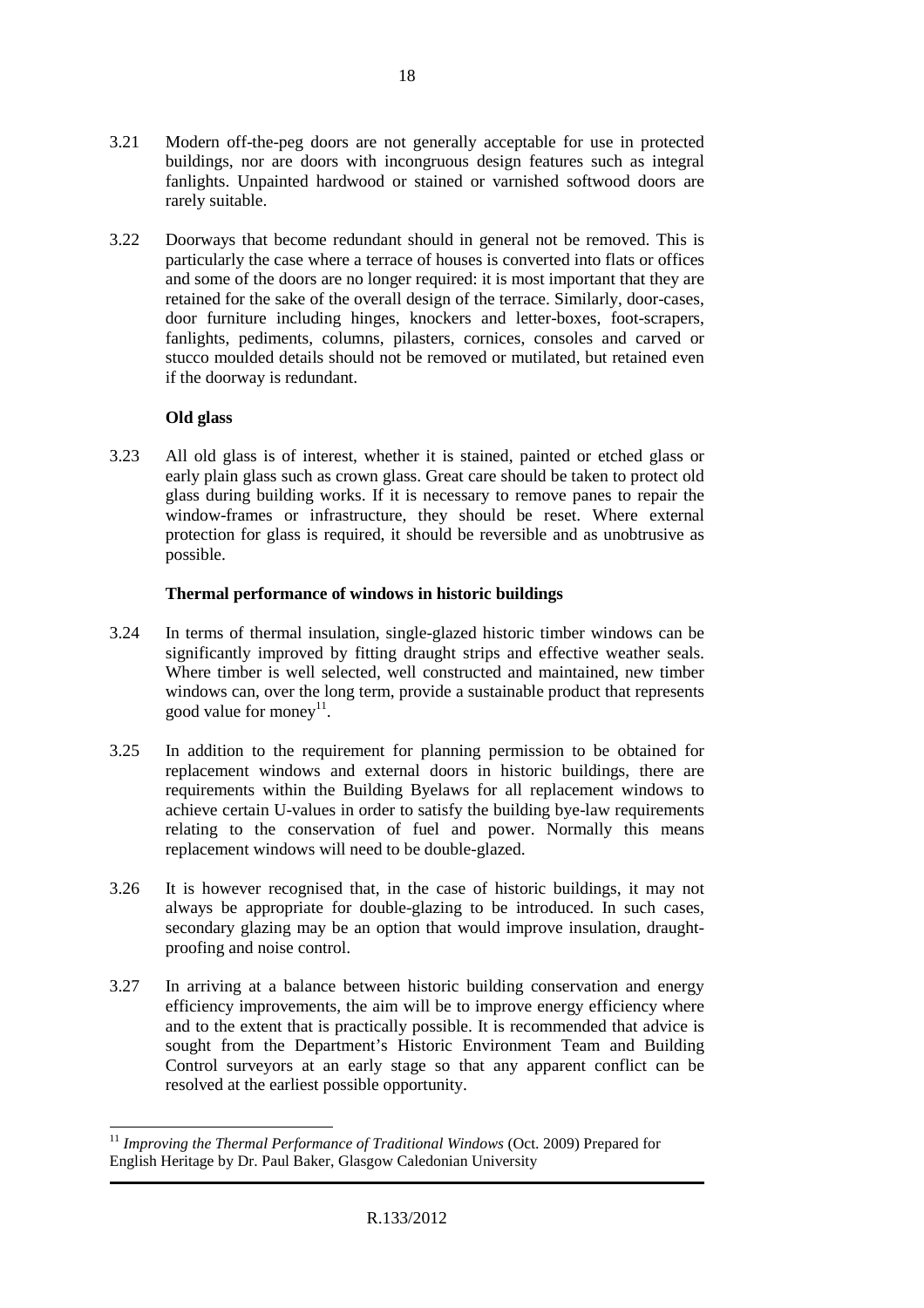3.21 Modern off-the-peg doors are not generally acceptable for use in protected buildings, nor are doors with incongruous design features such as integral fanlights. Unpainted hardwood or stained or varnished softwood doors are rarely suitable.

3.22 Doorways that become redundant should in general not be removed. This is particularly the case where a terrace of houses is converted into flats or offices and some of the doors are no longer required: it is most important that they are retained for the sake of the overall design of the terrace. Similarly, door-cases, door furniture including hinges, knockers and letter-boxes, foot-scrapers, fanlights, pediments, columns, pilasters, cornices, consoles and carved or stucco moulded details should not be removed or mutilated, but retained even if the doorway is redundant.

**Old glass**

3.23 All old glass is of interest, whether it is stained, painted or etched glass or early plain glass such as crown glass. Great care should be taken to protect old glass during building works. If it is necessary to remove panes to repair the window-frames or infrastructure, they should be reset. Where external protection for glass is required, it should be reversible and as unobtrusive as possible.

**Thermal performance of windows in historic buildings**

3.24 In terms of thermal insulation, single-glazed historic timber windows can be significantly improved by fitting draught strips and effective weather seals. Where timber is well selected, well constructed and maintained, new timber windows can, over the long term, provide a sustainable product that represents good value for money[11].

3.25 In addition to the requirement for planning permission to be obtained for replacement windows and external doors in historic buildings, there are requirements within the Building Byelaws for all replacement windows to achieve certain U-values in order to satisfy the building bye-law requirements relating to the conservation of fuel and power. Normally this means replacement windows will need to be double-glazed.

3.26 It is however recognised that, in the case of historic buildings, it may not always be appropriate for double-glazing to be introduced. In such cases, secondary glazing may be an option that would improve insulation, draught-proofing and noise control.

3.27 In arriving at a balance between historic building conservation and energy efficiency improvements, the aim will be to improve energy efficiency where and to the extent that is practically possible. It is recommended that advice is sought from the Department's Historic Environment Team and Building Control surveyors at an early stage so that any apparent conflict can be resolved at the earliest possible opportunity.

[11] *Improving the Thermal Performance of Traditional Windows* (Oct. 2009) Prepared for English Heritage by Dr. Paul Baker, Glasgow Caledonian University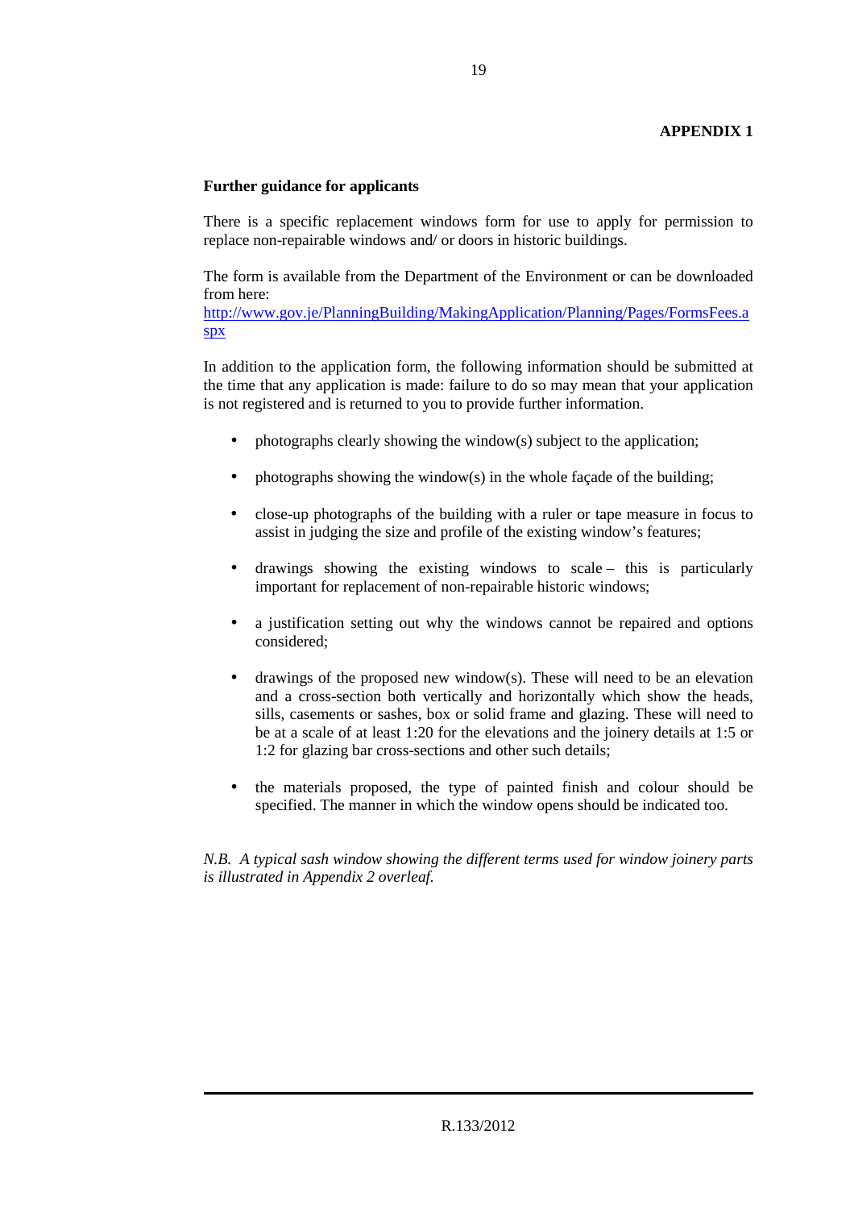**APPENDIX 1**

**Further guidance for applicants**

There is a specific replacement windows form for use to apply for permission to replace non-repairable windows and/ or doors in historic buildings.

The form is available from the Department of the Environment or can be downloaded from here:
[http://www.gov.je/PlanningBuilding/MakingApplication/Planning/Pages/FormsFees.aspx](http://www.gov.je/PlanningBuilding/MakingApplication/Planning/Pages/FormsFees.aspx)

In addition to the application form, the following information should be submitted at the time that any application is made: failure to do so may mean that your application is not registered and is returned to you to provide further information.

- photographs clearly showing the window(s) subject to the application;
- photographs showing the window(s) in the whole façade of the building;
- close-up photographs of the building with a ruler or tape measure in focus to assist in judging the size and profile of the existing window's features;
- drawings showing the existing windows to scale – this is particularly important for replacement of non-repairable historic windows;
- a justification setting out why the windows cannot be repaired and options considered;
- drawings of the proposed new window(s). These will need to be an elevation and a cross-section both vertically and horizontally which show the heads, sills, casements or sashes, box or solid frame and glazing. These will need to be at a scale of at least 1:20 for the elevations and the joinery details at 1:5 or 1:2 for glazing bar cross-sections and other such details;
- the materials proposed, the type of painted finish and colour should be specified. The manner in which the window opens should be indicated too.

*N.B. A typical sash window showing the different terms used for window joinery parts is illustrated in Appendix 2 overleaf.*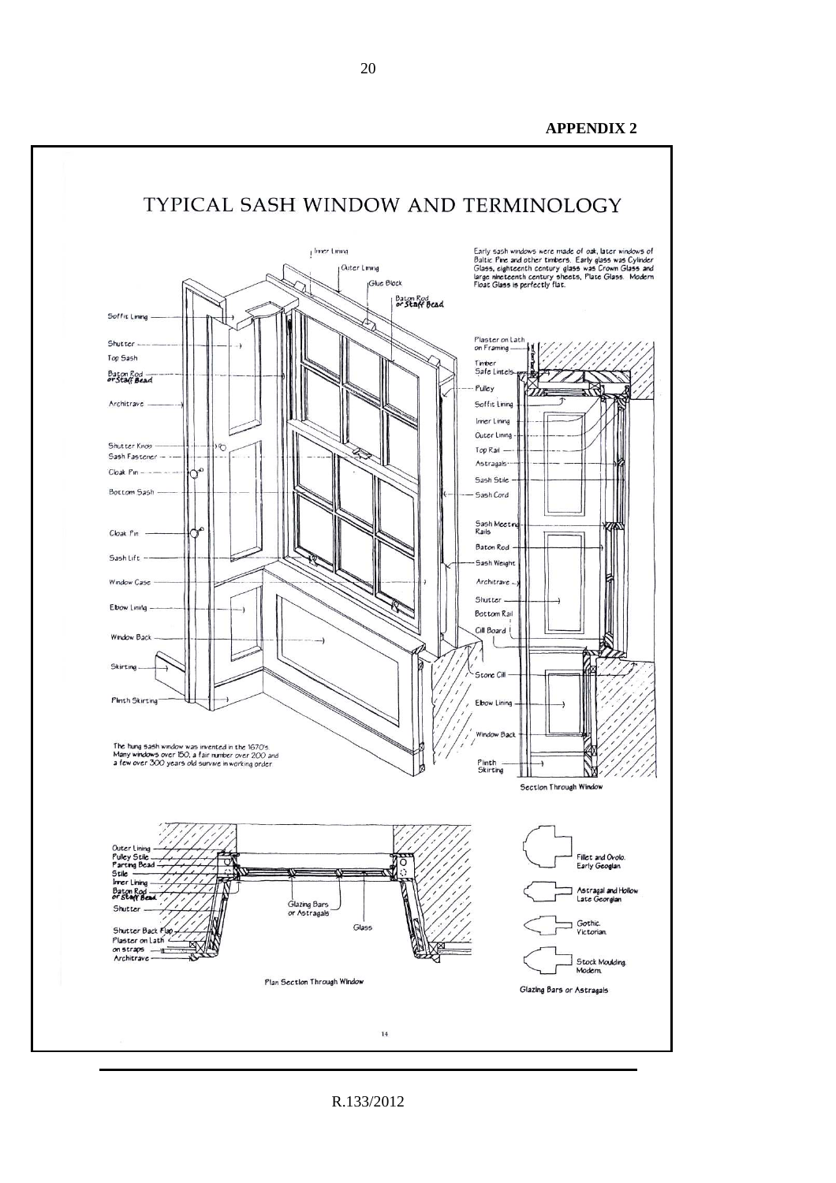**APPENDIX 2**

# TYPICAL SASH WINDOW AND TERMINOLOGY

Early sash windows were made of oak, later windows of Baltic Pine and other timbers. Early glass was Cylinder Glass, eighteenth century glass was Crown Glass and large nineteenth century sheets, Plate Glass. Modern Float Glass is perfectly flat.

Inner Lining
Outer Lining
Glue Block
Baton Rod or Staff Bead

Soffit Lining
Shutter
Top Sash
Baton Rod or Staff Bead
Architrave
Shutter Knob
Sash Fastener
Cloak Pin
Bottom Sash
Cloak Pin
Sash Lift
Window Case
Elbow Lining
Window Back
Skirting
Plinth Skirting

The hung sash window was invented in the 1670's. Many windows over 150, a fair number over 200 and a few over 300 years old survive in working order

Plaster on Lath on Framing
Timber Safe Lintels
Pulley
Soffit Lining
Inner Lining
Outer Lining
Top Rail
Astragals
Sash Stile
Sash Cord
Sash Meeting Rails
Baton Rod
Sash Weight
Architrave
Shutter
Bottom Rail
Cill Board
Stone Cill
Elbow Lining
Window Back
Plinth Skirting

Section Through Window

Outer Lining
Pulley Stile
Parting Bead
Stile
Inner Lining
Baton Rod or Staff Bead
Shutter
Shutter Back Flap
Plaster on Lath on straps
Architrave
Glazing Bars or Astragals
Glass

Plan Section Through Window

Fillet and Ovolo. Early Georgian
Astragal and Hollow Late Georgian
Gothic. Victorian.
Stock Moulding. Modern.

Glazing Bars or Astragals

14

R.133/2012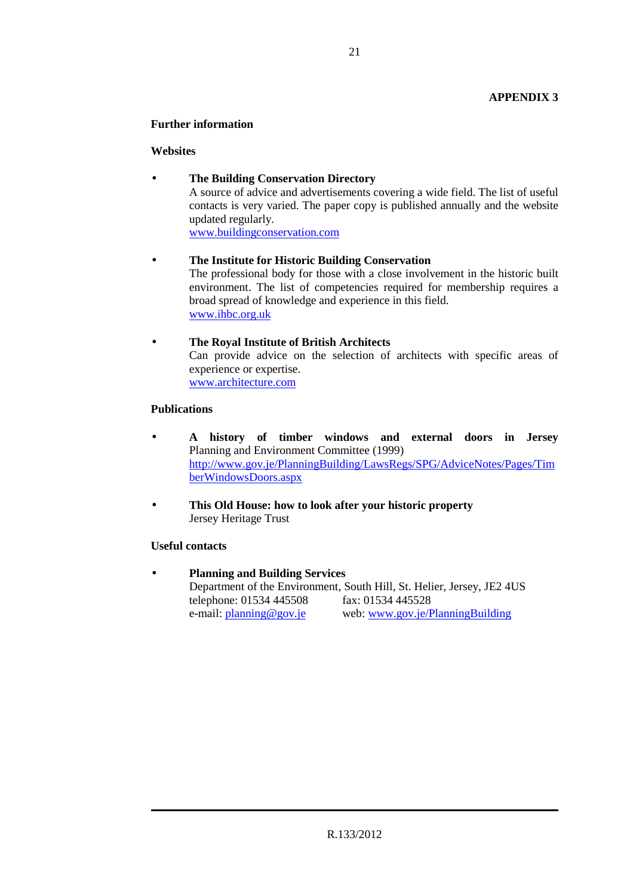**APPENDIX 3**

## Further information

### Websites

- **The Building Conservation Directory**
  A source of advice and advertisements covering a wide field. The list of useful contacts is very varied. The paper copy is published annually and the website updated regularly.
  www.buildingconservation.com

- **The Institute for Historic Building Conservation**
  The professional body for those with a close involvement in the historic built environment. The list of competencies required for membership requires a broad spread of knowledge and experience in this field.
  www.ihbc.org.uk

- **The Royal Institute of British Architects**
  Can provide advice on the selection of architects with specific areas of experience or expertise.
  www.architecture.com

### Publications

- **A history of timber windows and external doors in Jersey**
  Planning and Environment Committee (1999)
  http://www.gov.je/PlanningBuilding/LawsRegs/SPG/AdviceNotes/Pages/TimberWindowsDoors.aspx

- **This Old House: how to look after your historic property**
  Jersey Heritage Trust

### Useful contacts

- **Planning and Building Services**
  Department of the Environment, South Hill, St. Helier, Jersey, JE2 4US
  telephone: 01534 445508 fax: 01534 445528
  e-mail: planning@gov.je web: www.gov.je/PlanningBuilding